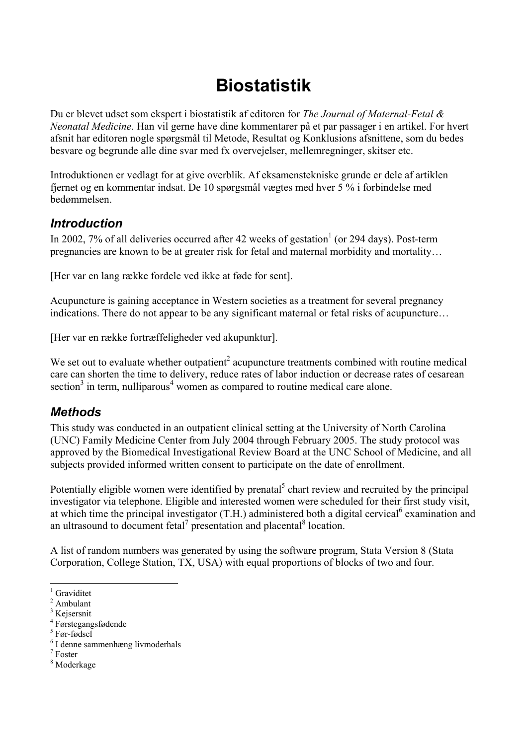# Biostatistik

Du er blevet udset som ekspert i biostatistik af editoren for *The Journal of Maternal-Fetal & Neonatal Medicine*. Han vil gerne have dine kommentarer på et par passager i en artikel. For hvert afsnit har editoren nogle spørgsmål til Metode, Resultat og Konklusions afsnittene, som du bedes besvare og begrunde alle dine svar med fx overvejelser, mellemregninger, skitser etc.

Introduktionen er vedlagt for at give overblik. Af eksamenstekniske grunde er dele af artiklen fjernet og en kommentar indsat. De 10 spørgsmål vægtes med hver 5 % i forbindelse med bedømmelsen.

## *Introduction*

In 2002, 7% of all deliveries occurred after 42 weeks of gestation[1] (or 294 days). Post-term pregnancies are known to be at greater risk for fetal and maternal morbidity and mortality…

[Her var en lang række fordele ved ikke at føde for sent].

Acupuncture is gaining acceptance in Western societies as a treatment for several pregnancy indications. There do not appear to be any significant maternal or fetal risks of acupuncture…

[Her var en række fortræffeligheder ved akupunktur].

We set out to evaluate whether outpatient[2] acupuncture treatments combined with routine medical care can shorten the time to delivery, reduce rates of labor induction or decrease rates of cesarean section[3] in term, nulliparous[4] women as compared to routine medical care alone.

## *Methods*

This study was conducted in an outpatient clinical setting at the University of North Carolina (UNC) Family Medicine Center from July 2004 through February 2005. The study protocol was approved by the Biomedical Investigational Review Board at the UNC School of Medicine, and all subjects provided informed written consent to participate on the date of enrollment.

Potentially eligible women were identified by prenatal[5] chart review and recruited by the principal investigator via telephone. Eligible and interested women were scheduled for their first study visit, at which time the principal investigator (T.H.) administered both a digital cervical[6] examination and an ultrasound to document fetal[7] presentation and placental[8] location.

A list of random numbers was generated by using the software program, Stata Version 8 (Stata Corporation, College Station, TX, USA) with equal proportions of blocks of two and four.

---

[1] Graviditet
[2] Ambulant
[3] Kejsersnit
[4] Førstegangsfødende
[5] Før-fødsel
[6] I denne sammenhæng livmoderhals
[7] Foster
[8] Moderkage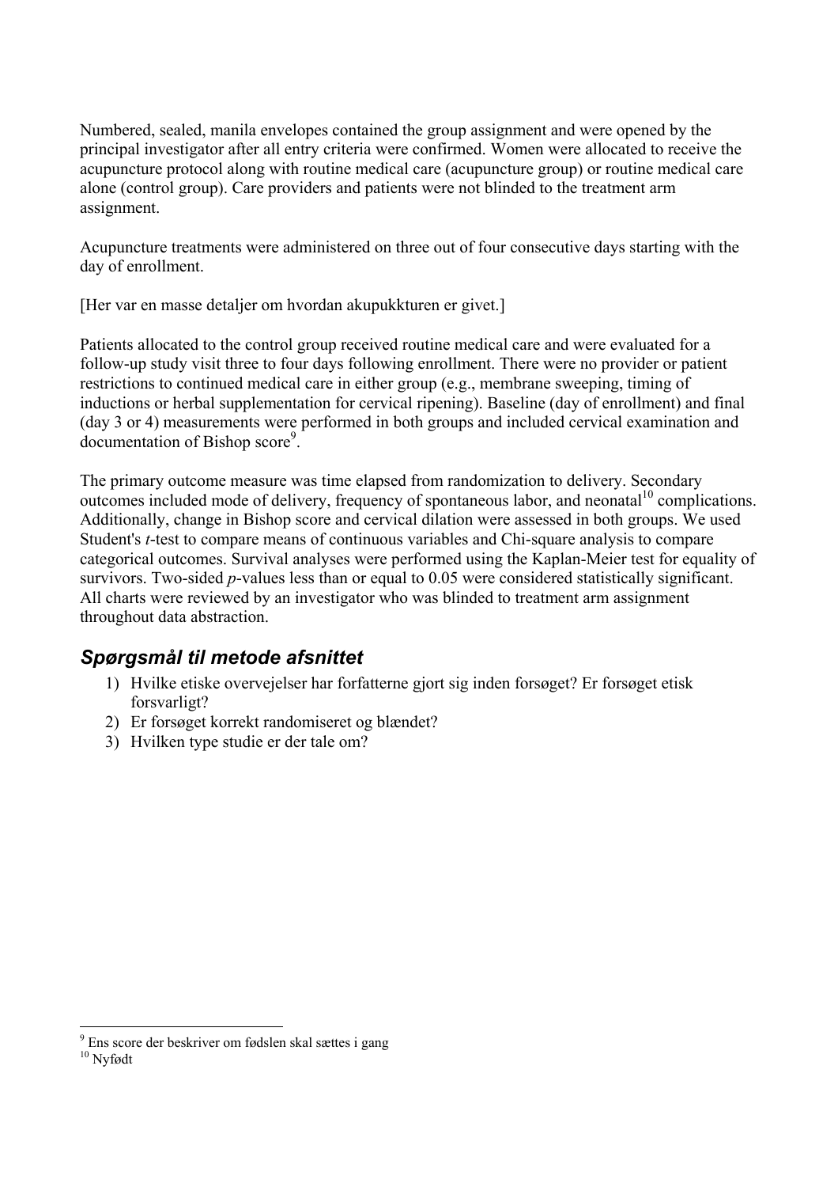Numbered, sealed, manila envelopes contained the group assignment and were opened by the principal investigator after all entry criteria were confirmed. Women were allocated to receive the acupuncture protocol along with routine medical care (acupuncture group) or routine medical care alone (control group). Care providers and patients were not blinded to the treatment arm assignment.

Acupuncture treatments were administered on three out of four consecutive days starting with the day of enrollment.

[Her var en masse detaljer om hvordan akupukkturen er givet.]

Patients allocated to the control group received routine medical care and were evaluated for a follow-up study visit three to four days following enrollment. There were no provider or patient restrictions to continued medical care in either group (e.g., membrane sweeping, timing of inductions or herbal supplementation for cervical ripening). Baseline (day of enrollment) and final (day 3 or 4) measurements were performed in both groups and included cervical examination and documentation of Bishop score[9].

The primary outcome measure was time elapsed from randomization to delivery. Secondary outcomes included mode of delivery, frequency of spontaneous labor, and neonatal[10] complications. Additionally, change in Bishop score and cervical dilation were assessed in both groups. We used Student's *t*-test to compare means of continuous variables and Chi-square analysis to compare categorical outcomes. Survival analyses were performed using the Kaplan-Meier test for equality of survivors. Two-sided *p*-values less than or equal to 0.05 were considered statistically significant. All charts were reviewed by an investigator who was blinded to treatment arm assignment throughout data abstraction.

## *Spørgsmål til metode afsnittet*

1) Hvilke etiske overvejelser har forfatterne gjort sig inden forsøget? Er forsøget etisk forsvarligt?
2) Er forsøget korrekt randomiseret og blændet?
3) Hvilken type studie er der tale om?

[9] Ens score der beskriver om fødslen skal sættes i gang

[10] Nyfødt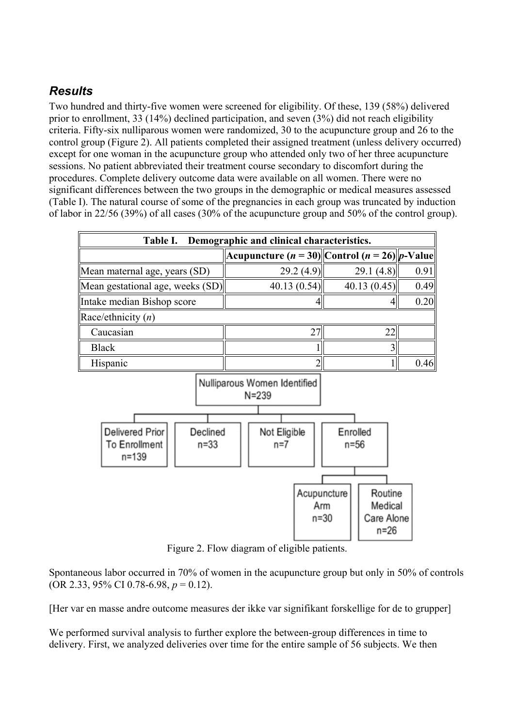## Results

Two hundred and thirty-five women were screened for eligibility. Of these, 139 (58%) delivered prior to enrollment, 33 (14%) declined participation, and seven (3%) did not reach eligibility criteria. Fifty-six nulliparous women were randomized, 30 to the acupuncture group and 26 to the control group (Figure 2). All patients completed their assigned treatment (unless delivery occurred) except for one woman in the acupuncture group who attended only two of her three acupuncture sessions. No patient abbreviated their treatment course secondary to discomfort during the procedures. Complete delivery outcome data were available on all women. There were no significant differences between the two groups in the demographic or medical measures assessed (Table I). The natural course of some of the pregnancies in each group was truncated by induction of labor in 22/56 (39%) of all cases (30% of the acupuncture group and 50% of the control group).

**Table I. Demographic and clinical characteristics.**

| | Acupuncture (*n* = 30) | Control (*n* = 26) | *p*-Value |
|---|---|---|---|
| Mean maternal age, years (SD) | 29.2 (4.9) | 29.1 (4.8) | 0.91 |
| Mean gestational age, weeks (SD) | 40.13 (0.54) | 40.13 (0.45) | 0.49 |
| Intake median Bishop score | 4 | 4 | 0.20 |
| Race/ethnicity (*n*) | | | |
| Caucasian | 27 | 22 | |
| Black | 1 | 3 | |
| Hispanic | 2 | 1 | 0.46 |

Nulliparous Women Identified N=239

Delivered Prior To Enrollment n=139

Declined n=33

Not Eligible n=7

Enrolled n=56

Acupuncture Arm n=30

Routine Medical Care Alone n=26

Figure 2. Flow diagram of eligible patients.

Spontaneous labor occurred in 70% of women in the acupuncture group but only in 50% of controls (OR 2.33, 95% CI 0.78-6.98, $p = 0.12$).

[Her var en masse andre outcome measures der ikke var signifikant forskellige for de to grupper]

We performed survival analysis to further explore the between-group differences in time to delivery. First, we analyzed deliveries over time for the entire sample of 56 subjects. We then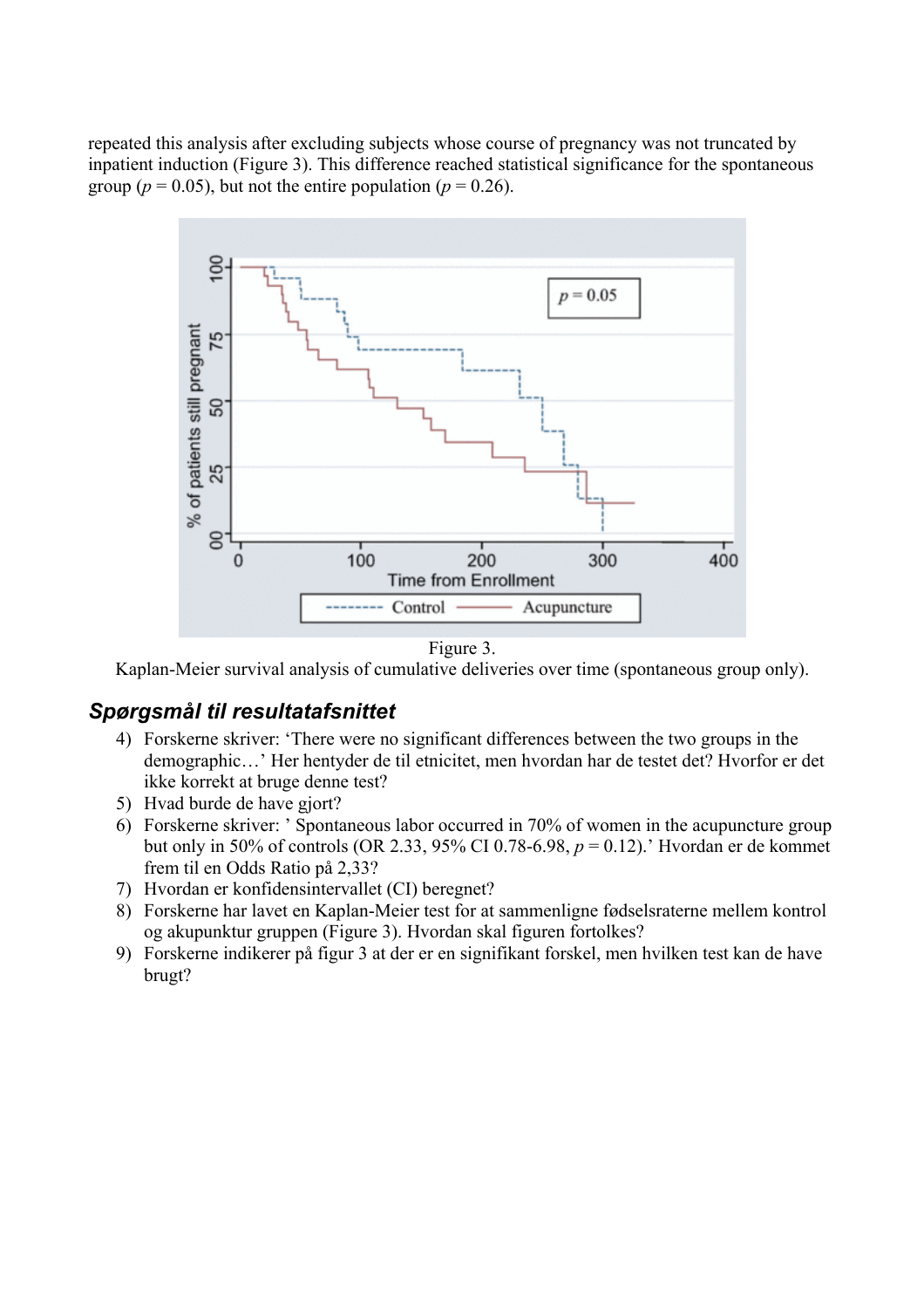repeated this analysis after excluding subjects whose course of pregnancy was not truncated by inpatient induction (Figure 3). This difference reached statistical significance for the spontaneous group ($p = 0.05$), but not the entire population ($p = 0.26$).

$p = 0.05$

% of patients still pregnant

0 25 50 75 100

0 100 200 300 400

Time from Enrollment

Control Acupuncture

Figure 3.

Kaplan-Meier survival analysis of cumulative deliveries over time (spontaneous group only).

## *Spørgsmål til resultatafsnittet*

4) Forskerne skriver: 'There were no significant differences between the two groups in the demographic…' Her hentyder de til etnicitet, men hvordan har de testet det? Hvorfor er det ikke korrekt at bruge denne test?
5) Hvad burde de have gjort?
6) Forskerne skriver: ' Spontaneous labor occurred in 70% of women in the acupuncture group but only in 50% of controls (OR 2.33, 95% CI 0.78-6.98, $p = 0.12$).' Hvordan er de kommet frem til en Odds Ratio på 2,33?
7) Hvordan er konfidensintervallet (CI) beregnet?
8) Forskerne har lavet en Kaplan-Meier test for at sammenligne fødselsraterne mellem kontrol og akupunktur gruppen (Figure 3). Hvordan skal figuren fortolkes?
9) Forskerne indikerer på figur 3 at der er en signifikant forskel, men hvilken test kan de have brugt?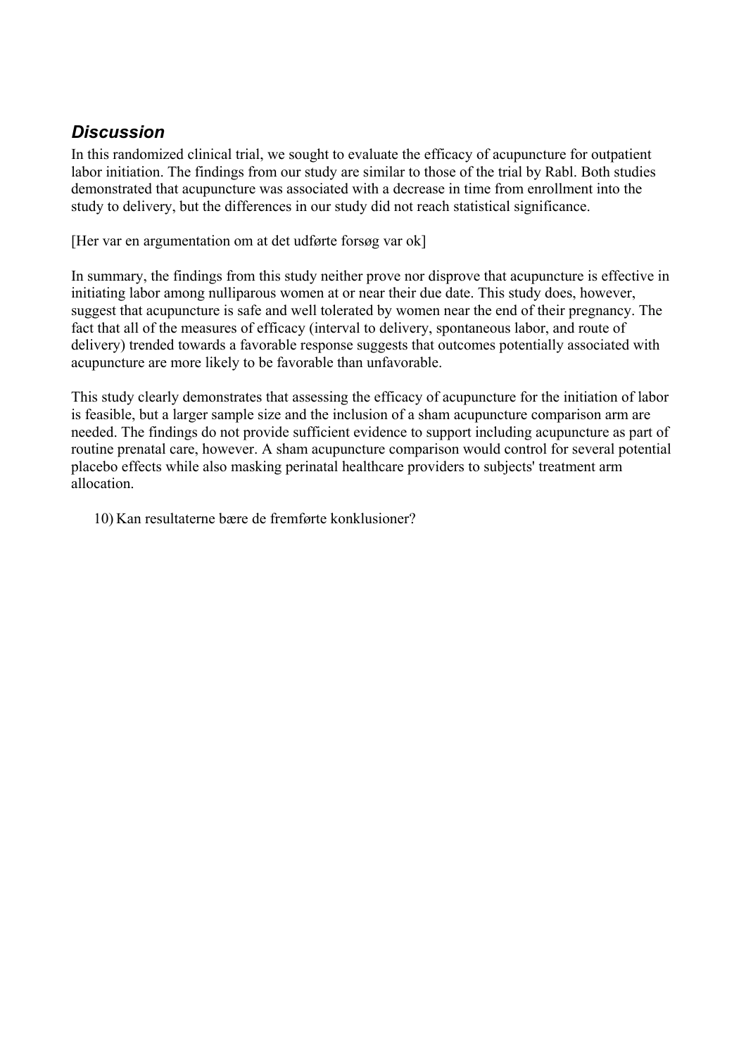## *Discussion*

In this randomized clinical trial, we sought to evaluate the efficacy of acupuncture for outpatient labor initiation. The findings from our study are similar to those of the trial by Rabl. Both studies demonstrated that acupuncture was associated with a decrease in time from enrollment into the study to delivery, but the differences in our study did not reach statistical significance.

[Her var en argumentation om at det udførte forsøg var ok]

In summary, the findings from this study neither prove nor disprove that acupuncture is effective in initiating labor among nulliparous women at or near their due date. This study does, however, suggest that acupuncture is safe and well tolerated by women near the end of their pregnancy. The fact that all of the measures of efficacy (interval to delivery, spontaneous labor, and route of delivery) trended towards a favorable response suggests that outcomes potentially associated with acupuncture are more likely to be favorable than unfavorable.

This study clearly demonstrates that assessing the efficacy of acupuncture for the initiation of labor is feasible, but a larger sample size and the inclusion of a sham acupuncture comparison arm are needed. The findings do not provide sufficient evidence to support including acupuncture as part of routine prenatal care, however. A sham acupuncture comparison would control for several potential placebo effects while also masking perinatal healthcare providers to subjects' treatment arm allocation.

10) Kan resultaterne bære de fremførte konklusioner?